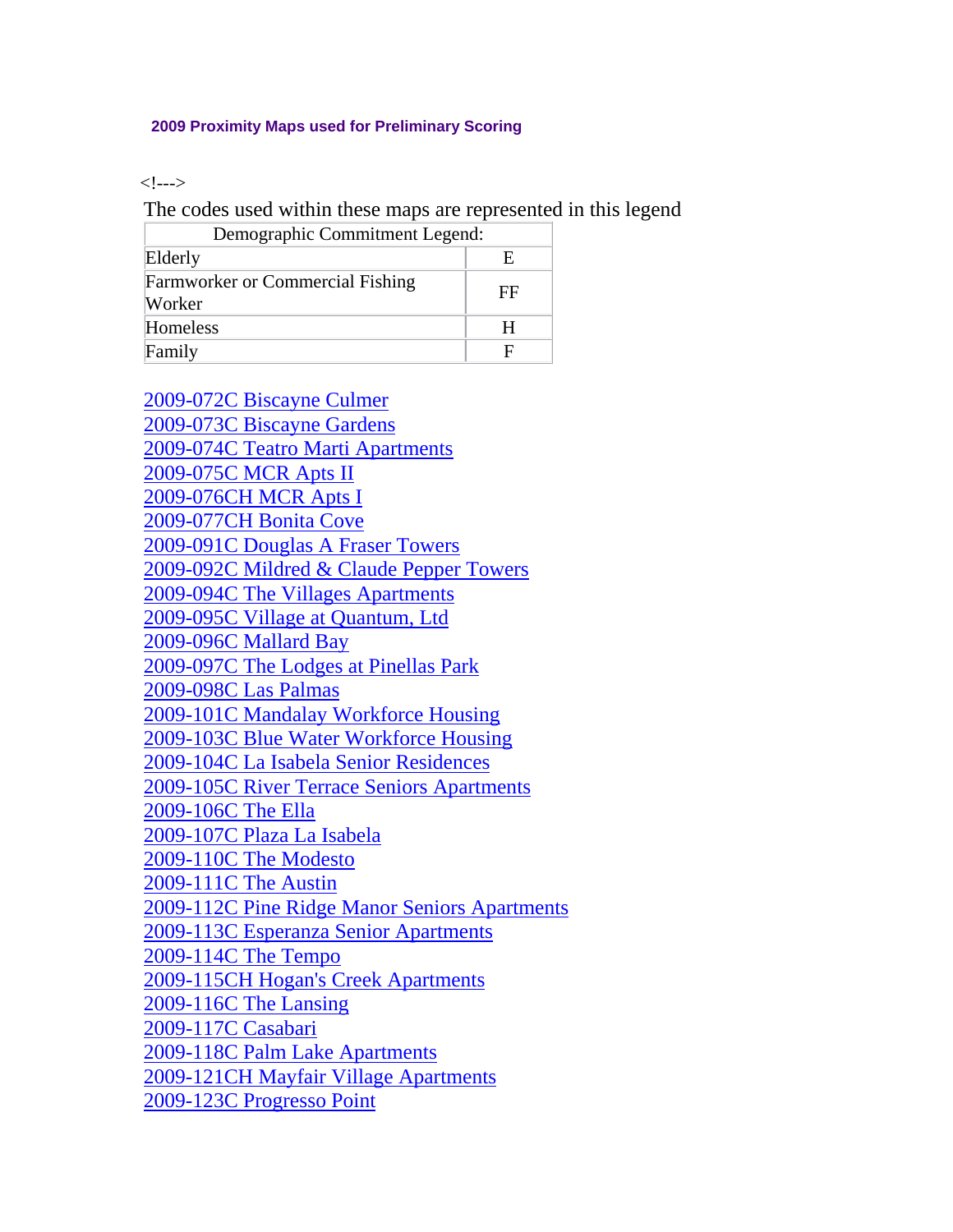## 2009 Proximity Maps used for Preliminary Scoring

<!--->

The codes used within these maps are represented in this legend

| Demographic Commitment Legend: | |
|---|---|
| Elderly | E |
| Farmworker or Commercial Fishing Worker | FF |
| Homeless | H |
| Family | F |

2009-072C Biscayne Culmer
2009-073C Biscayne Gardens
2009-074C Teatro Marti Apartments
2009-075C MCR Apts II
2009-076CH MCR Apts I
2009-077CH Bonita Cove
2009-091C Douglas A Fraser Towers
2009-092C Mildred & Claude Pepper Towers
2009-094C The Villages Apartments
2009-095C Village at Quantum, Ltd
2009-096C Mallard Bay
2009-097C The Lodges at Pinellas Park
2009-098C Las Palmas
2009-101C Mandalay Workforce Housing
2009-103C Blue Water Workforce Housing
2009-104C La Isabela Senior Residences
2009-105C River Terrace Seniors Apartments
2009-106C The Ella
2009-107C Plaza La Isabela
2009-110C The Modesto
2009-111C The Austin
2009-112C Pine Ridge Manor Seniors Apartments
2009-113C Esperanza Senior Apartments
2009-114C The Tempo
2009-115CH Hogan's Creek Apartments
2009-116C The Lansing
2009-117C Casabari
2009-118C Palm Lake Apartments
2009-121CH Mayfair Village Apartments
2009-123C Progresso Point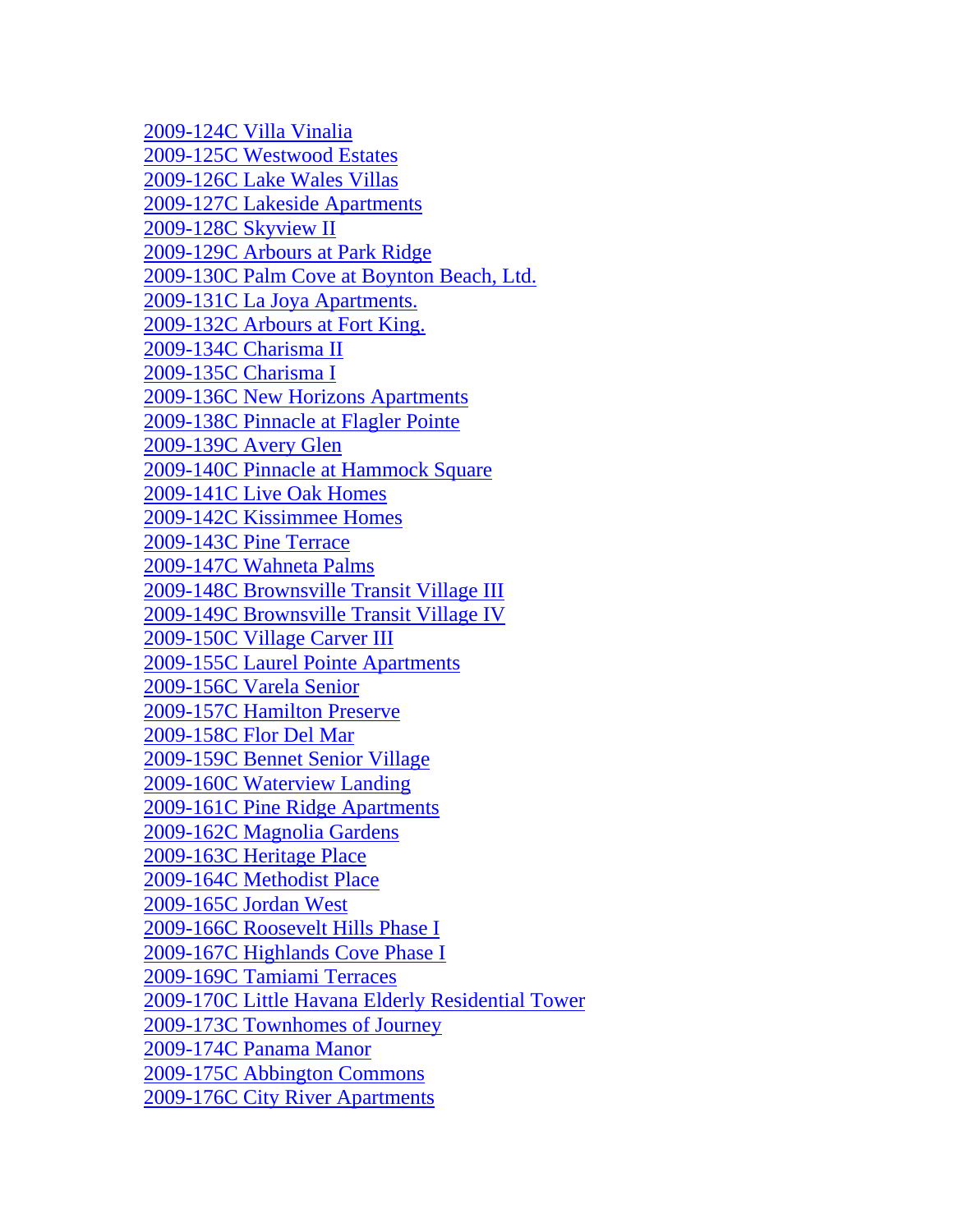2009-124C Villa Vinalia
2009-125C Westwood Estates
2009-126C Lake Wales Villas
2009-127C Lakeside Apartments
2009-128C Skyview II
2009-129C Arbours at Park Ridge
2009-130C Palm Cove at Boynton Beach, Ltd.
2009-131C La Joya Apartments.
2009-132C Arbours at Fort King.
2009-134C Charisma II
2009-135C Charisma I
2009-136C New Horizons Apartments
2009-138C Pinnacle at Flagler Pointe
2009-139C Avery Glen
2009-140C Pinnacle at Hammock Square
2009-141C Live Oak Homes
2009-142C Kissimmee Homes
2009-143C Pine Terrace
2009-147C Wahneta Palms
2009-148C Brownsville Transit Village III
2009-149C Brownsville Transit Village IV
2009-150C Village Carver III
2009-155C Laurel Pointe Apartments
2009-156C Varela Senior
2009-157C Hamilton Preserve
2009-158C Flor Del Mar
2009-159C Bennet Senior Village
2009-160C Waterview Landing
2009-161C Pine Ridge Apartments
2009-162C Magnolia Gardens
2009-163C Heritage Place
2009-164C Methodist Place
2009-165C Jordan West
2009-166C Roosevelt Hills Phase I
2009-167C Highlands Cove Phase I
2009-169C Tamiami Terraces
2009-170C Little Havana Elderly Residential Tower
2009-173C Townhomes of Journey
2009-174C Panama Manor
2009-175C Abbington Commons
2009-176C City River Apartments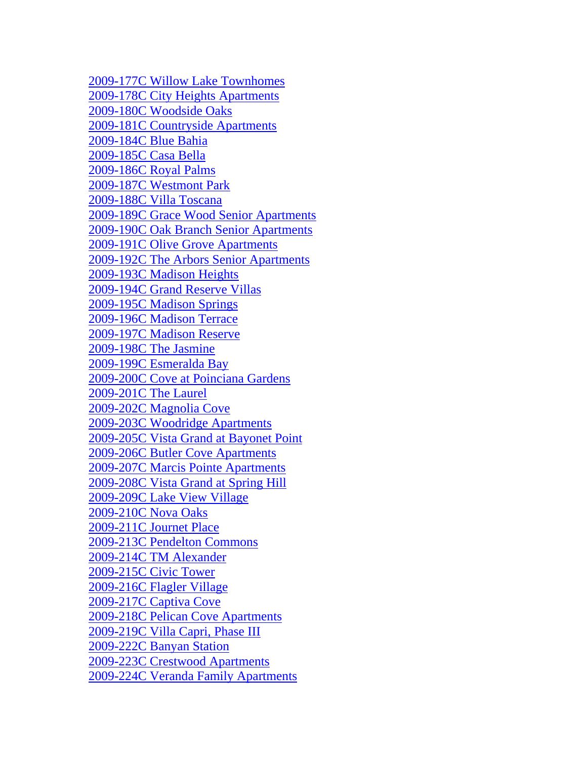2009-177C Willow Lake Townhomes
2009-178C City Heights Apartments
2009-180C Woodside Oaks
2009-181C Countryside Apartments
2009-184C Blue Bahia
2009-185C Casa Bella
2009-186C Royal Palms
2009-187C Westmont Park
2009-188C Villa Toscana
2009-189C Grace Wood Senior Apartments
2009-190C Oak Branch Senior Apartments
2009-191C Olive Grove Apartments
2009-192C The Arbors Senior Apartments
2009-193C Madison Heights
2009-194C Grand Reserve Villas
2009-195C Madison Springs
2009-196C Madison Terrace
2009-197C Madison Reserve
2009-198C The Jasmine
2009-199C Esmeralda Bay
2009-200C Cove at Poinciana Gardens
2009-201C The Laurel
2009-202C Magnolia Cove
2009-203C Woodridge Apartments
2009-205C Vista Grand at Bayonet Point
2009-206C Butler Cove Apartments
2009-207C Marcis Pointe Apartments
2009-208C Vista Grand at Spring Hill
2009-209C Lake View Village
2009-210C Nova Oaks
2009-211C Journet Place
2009-213C Pendelton Commons
2009-214C TM Alexander
2009-215C Civic Tower
2009-216C Flagler Village
2009-217C Captiva Cove
2009-218C Pelican Cove Apartments
2009-219C Villa Capri, Phase III
2009-222C Banyan Station
2009-223C Crestwood Apartments
2009-224C Veranda Family Apartments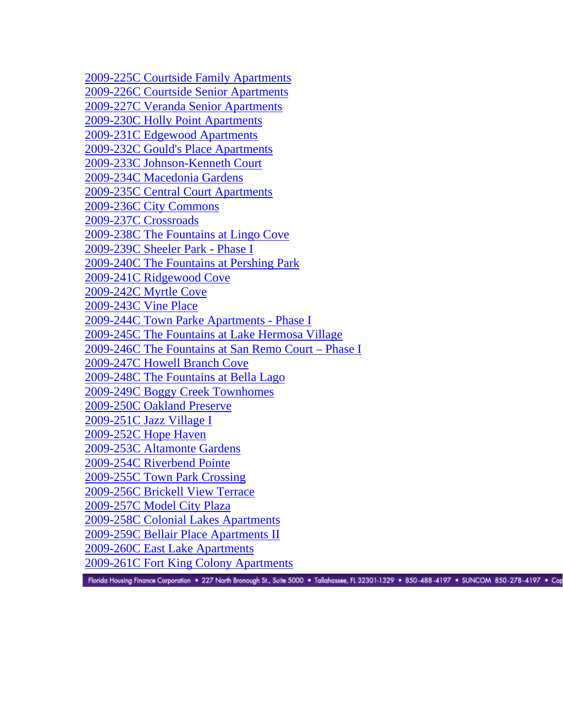2009-225C Courtside Family Apartments
2009-226C Courtside Senior Apartments
2009-227C Veranda Senior Apartments
2009-230C Holly Point Apartments
2009-231C Edgewood Apartments
2009-232C Gould's Place Apartments
2009-233C Johnson-Kenneth Court
2009-234C Macedonia Gardens
2009-235C Central Court Apartments
2009-236C City Commons
2009-237C Crossroads
2009-238C The Fountains at Lingo Cove
2009-239C Sheeler Park - Phase I
2009-240C The Fountains at Pershing Park
2009-241C Ridgewood Cove
2009-242C Myrtle Cove
2009-243C Vine Place
2009-244C Town Parke Apartments - Phase I
2009-245C The Fountains at Lake Hermosa Village
2009-246C The Fountains at San Remo Court – Phase I
2009-247C Howell Branch Cove
2009-248C The Fountains at Bella Lago
2009-249C Boggy Creek Townhomes
2009-250C Oakland Preserve
2009-251C Jazz Village I
2009-252C Hope Haven
2009-253C Altamonte Gardens
2009-254C Riverbend Pointe
2009-255C Town Park Crossing
2009-256C Brickell View Terrace
2009-257C Model City Plaza
2009-258C Colonial Lakes Apartments
2009-259C Bellair Place Apartments II
2009-260C East Lake Apartments
2009-261C Fort King Colony Apartments